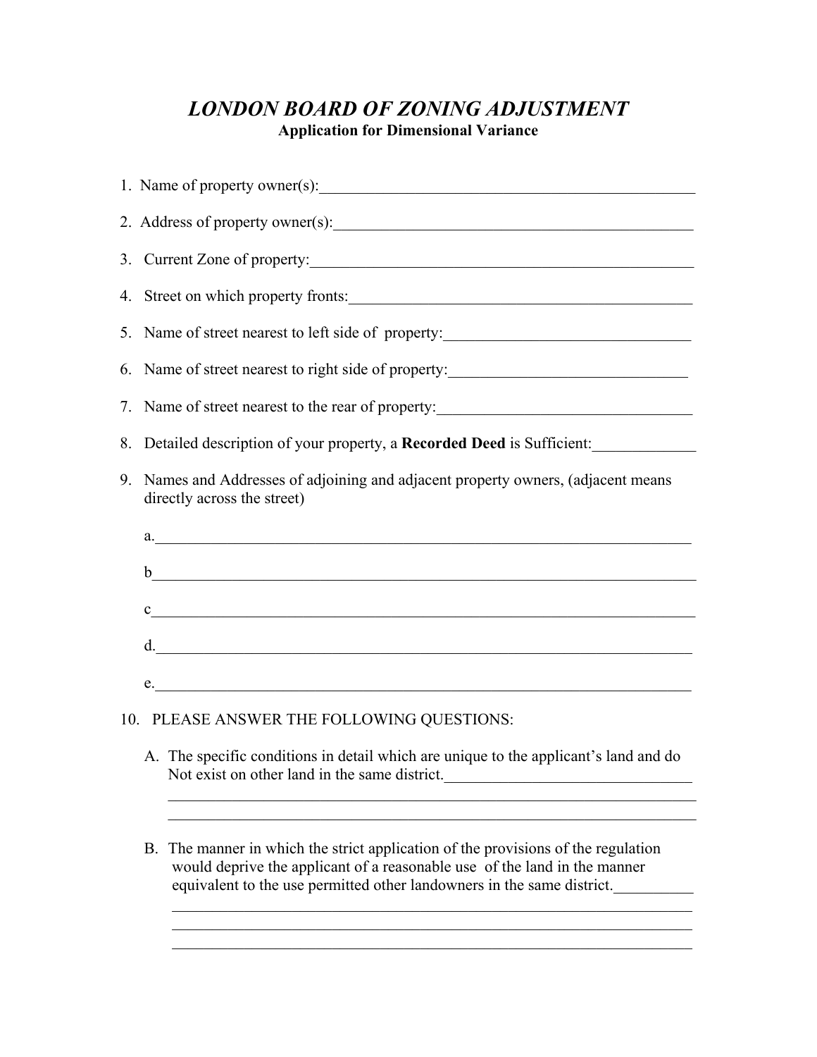# *LONDON BOARD OF ZONING ADJUSTMENT*

**Application for Dimensional Variance**

1. Name of property owner(s):_______________________________________________

2. Address of property owner(s):_____________________________________________

3. Current Zone of property:_______________________________________________

4. Street on which property fronts:___________________________________________

5. Name of street nearest to left side of property:_______________________________

6. Name of street nearest to right side of property:_____________________________

7. Name of street nearest to the rear of property:_______________________________

8. Detailed description of your property, a **Recorded Deed** is Sufficient:____________

9. Names and Addresses of adjoining and adjacent property owners, (adjacent means directly across the street)

   a.____________________________________________________________________

   b____________________________________________________________________

   c____________________________________________________________________

   d.____________________________________________________________________

   e.____________________________________________________________________

10. PLEASE ANSWER THE FOLLOWING QUESTIONS:

   A. The specific conditions in detail which are unique to the applicant's land and do Not exist on other land in the same district.______________________________
   _________________________________________________________________
   _________________________________________________________________

   B. The manner in which the strict application of the provisions of the regulation would deprive the applicant of a reasonable use of the land in the manner equivalent to the use permitted other landowners in the same district.__________
   _________________________________________________________________
   _________________________________________________________________
   _________________________________________________________________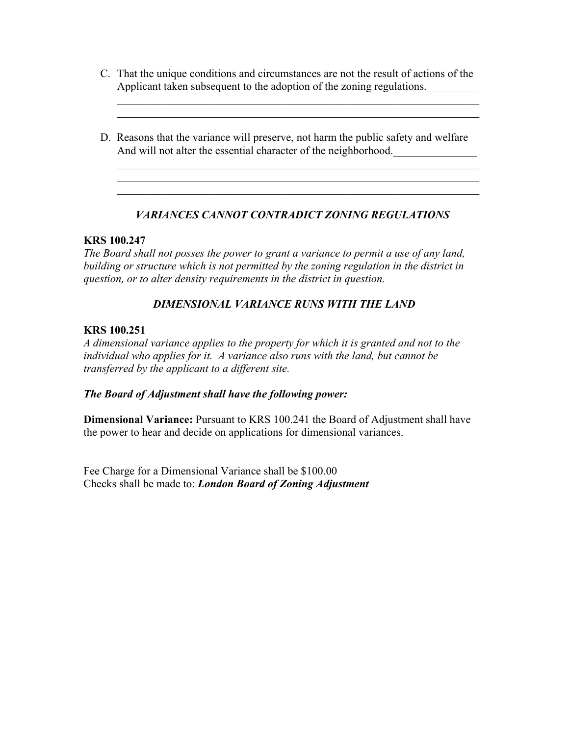C. That the unique conditions and circumstances are not the result of actions of the Applicant taken subsequent to the adoption of the zoning regulations.\_\_\_\_\_\_\_\_\_

\_\_\_\_\_\_\_\_\_\_\_\_\_\_\_\_\_\_\_\_\_\_\_\_\_\_\_\_\_\_\_\_\_\_\_\_\_\_\_\_\_\_\_\_\_\_\_\_\_\_\_\_\_\_\_\_\_\_\_\_\_\_\_\_\_\_\_\_
\_\_\_\_\_\_\_\_\_\_\_\_\_\_\_\_\_\_\_\_\_\_\_\_\_\_\_\_\_\_\_\_\_\_\_\_\_\_\_\_\_\_\_\_\_\_\_\_\_\_\_\_\_\_\_\_\_\_\_\_\_\_\_\_\_\_\_\_

D. Reasons that the variance will preserve, not harm the public safety and welfare And will not alter the essential character of the neighborhood.\_\_\_\_\_\_\_\_\_\_\_\_\_\_\_

\_\_\_\_\_\_\_\_\_\_\_\_\_\_\_\_\_\_\_\_\_\_\_\_\_\_\_\_\_\_\_\_\_\_\_\_\_\_\_\_\_\_\_\_\_\_\_\_\_\_\_\_\_\_\_\_\_\_\_\_\_\_\_\_\_\_\_\_
\_\_\_\_\_\_\_\_\_\_\_\_\_\_\_\_\_\_\_\_\_\_\_\_\_\_\_\_\_\_\_\_\_\_\_\_\_\_\_\_\_\_\_\_\_\_\_\_\_\_\_\_\_\_\_\_\_\_\_\_\_\_\_\_\_\_\_\_
\_\_\_\_\_\_\_\_\_\_\_\_\_\_\_\_\_\_\_\_\_\_\_\_\_\_\_\_\_\_\_\_\_\_\_\_\_\_\_\_\_\_\_\_\_\_\_\_\_\_\_\_\_\_\_\_\_\_\_\_\_\_\_\_\_\_\_\_

***VARIANCES CANNOT CONTRADICT ZONING REGULATIONS***

**KRS 100.247**

*The Board shall not posses the power to grant a variance to permit a use of any land, building or structure which is not permitted by the zoning regulation in the district in question, or to alter density requirements in the district in question.*

***DIMENSIONAL VARIANCE RUNS WITH THE LAND***

**KRS 100.251**

*A dimensional variance applies to the property for which it is granted and not to the individual who applies for it. A variance also runs with the land, but cannot be transferred by the applicant to a different site.*

***The Board of Adjustment shall have the following power:***

**Dimensional Variance:** Pursuant to KRS 100.241 the Board of Adjustment shall have the power to hear and decide on applications for dimensional variances.

Fee Charge for a Dimensional Variance shall be $100.00
Checks shall be made to: ***London Board of Zoning Adjustment***